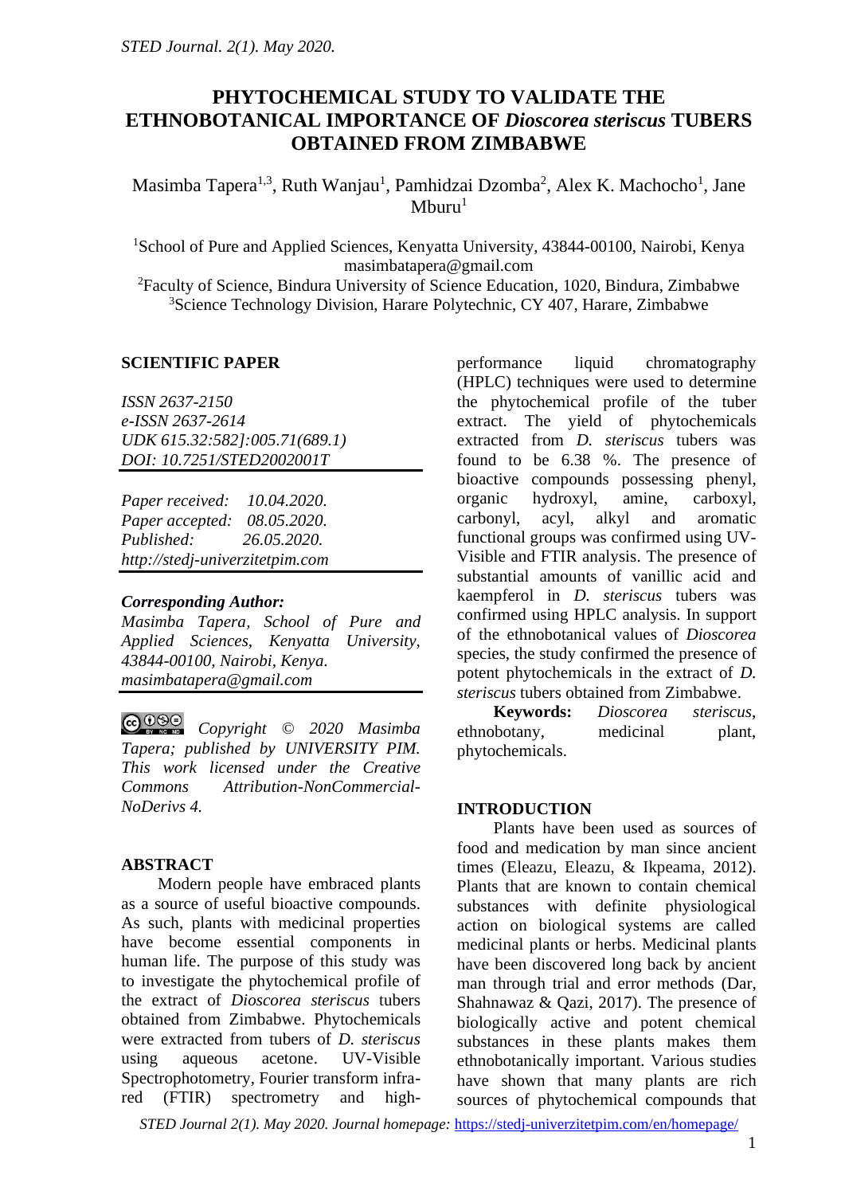# PHYTOCHEMICAL STUDY TO VALIDATE THE ETHNOBOTANICAL IMPORTANCE OF *Dioscorea steriscus* TUBERS OBTAINED FROM ZIMBABWE

Masimba Tapera[1,3], Ruth Wanjau[1], Pamhidzai Dzomba[2], Alex K. Machocho[1], Jane Mburu[1]

[1]School of Pure and Applied Sciences, Kenyatta University, 43844-00100, Nairobi, Kenya
masimbatapera@gmail.com
[2]Faculty of Science, Bindura University of Science Education, 1020, Bindura, Zimbabwe
[3]Science Technology Division, Harare Polytechnic, CY 407, Harare, Zimbabwe

**SCIENTIFIC PAPER**

*ISSN 2637-2150*
*e-ISSN 2637-2614*
*UDK 615.32:582]:005.71(689.1)*
*DOI: 10.7251/STED2002001T*

*Paper received: 10.04.2020.*
*Paper accepted: 08.05.2020.*
*Published: 26.05.2020.*
*http://stedj-univerzitetpim.com*

***Corresponding Author:***
*Masimba Tapera, School of Pure and Applied Sciences, Kenyatta University, 43844-00100, Nairobi, Kenya.*
*masimbatapera@gmail.com*

*Copyright © 2020 Masimba Tapera; published by UNIVERSITY PIM. This work licensed under the Creative Commons Attribution-NonCommercial-NoDerivs 4.*

## ABSTRACT

Modern people have embraced plants as a source of useful bioactive compounds. As such, plants with medicinal properties have become essential components in human life. The purpose of this study was to investigate the phytochemical profile of the extract of *Dioscorea steriscus* tubers obtained from Zimbabwe. Phytochemicals were extracted from tubers of *D. steriscus* using aqueous acetone. UV-Visible Spectrophotometry, Fourier transform infra-red (FTIR) spectrometry and high-performance liquid chromatography (HPLC) techniques were used to determine the phytochemical profile of the tuber extract. The yield of phytochemicals extracted from *D. steriscus* tubers was found to be 6.38 %. The presence of bioactive compounds possessing phenyl, organic hydroxyl, amine, carboxyl, carbonyl, acyl, alkyl and aromatic functional groups was confirmed using UV-Visible and FTIR analysis. The presence of substantial amounts of vanillic acid and kaempferol in *D. steriscus* tubers was confirmed using HPLC analysis. In support of the ethnobotanical values of *Dioscorea* species, the study confirmed the presence of potent phytochemicals in the extract of *D. steriscus* tubers obtained from Zimbabwe.

**Keywords:** *Dioscorea steriscus*, ethnobotany, medicinal plant, phytochemicals.

## INTRODUCTION

Plants have been used as sources of food and medication by man since ancient times (Eleazu, Eleazu, & Ikpeama, 2012). Plants that are known to contain chemical substances with definite physiological action on biological systems are called medicinal plants or herbs. Medicinal plants have been discovered long back by ancient man through trial and error methods (Dar, Shahnawaz & Qazi, 2017). The presence of biologically active and potent chemical substances in these plants makes them ethnobotanically important. Various studies have shown that many plants are rich sources of phytochemical compounds that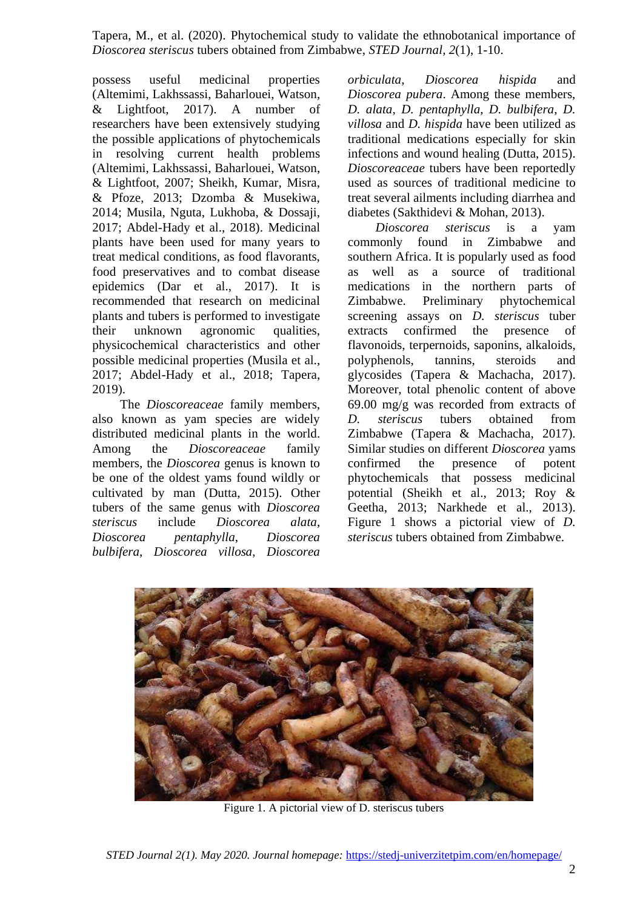possess useful medicinal properties (Altemimi, Lakhssassi, Baharlouei, Watson, & Lightfoot, 2017). A number of researchers have been extensively studying the possible applications of phytochemicals in resolving current health problems (Altemimi, Lakhssassi, Baharlouei, Watson, & Lightfoot, 2007; Sheikh, Kumar, Misra, & Pfoze, 2013; Dzomba & Musekiwa, 2014; Musila, Nguta, Lukhoba, & Dossaji, 2017; Abdel-Hady et al., 2018). Medicinal plants have been used for many years to treat medical conditions, as food flavorants, food preservatives and to combat disease epidemics (Dar et al., 2017). It is recommended that research on medicinal plants and tubers is performed to investigate their unknown agronomic qualities, physicochemical characteristics and other possible medicinal properties (Musila et al., 2017; Abdel-Hady et al., 2018; Tapera, 2019).

The *Dioscoreaceae* family members, also known as yam species are widely distributed medicinal plants in the world. Among the *Dioscoreaceae* family members, the *Dioscorea* genus is known to be one of the oldest yams found wildly or cultivated by man (Dutta, 2015). Other tubers of the same genus with *Dioscorea steriscus* include *Dioscorea alata*, *Dioscorea pentaphylla*, *Dioscorea bulbifera*, *Dioscorea villosa*, *Dioscorea orbiculata*, *Dioscorea hispida* and *Dioscorea pubera*. Among these members, *D. alata*, *D. pentaphylla*, *D. bulbifera*, *D. villosa* and *D. hispida* have been utilized as traditional medications especially for skin infections and wound healing (Dutta, 2015). *Dioscoreaceae* tubers have been reportedly used as sources of traditional medicine to treat several ailments including diarrhea and diabetes (Sakthidevi & Mohan, 2013).

*Dioscorea steriscus* is a yam commonly found in Zimbabwe and southern Africa. It is popularly used as food as well as a source of traditional medications in the northern parts of Zimbabwe. Preliminary phytochemical screening assays on *D. steriscus* tuber extracts confirmed the presence of flavonoids, terpernoids, saponins, alkaloids, polyphenols, tannins, steroids and glycosides (Tapera & Machacha, 2017). Moreover, total phenolic content of above 69.00 mg/g was recorded from extracts of *D. steriscus* tubers obtained from Zimbabwe (Tapera & Machacha, 2017). Similar studies on different *Dioscorea* yams confirmed the presence of potent phytochemicals that possess medicinal potential (Sheikh et al., 2013; Roy & Geetha, 2013; Narkhede et al., 2013). Figure 1 shows a pictorial view of *D. steriscus* tubers obtained from Zimbabwe.

Figure 1. A pictorial view of D. steriscus tubers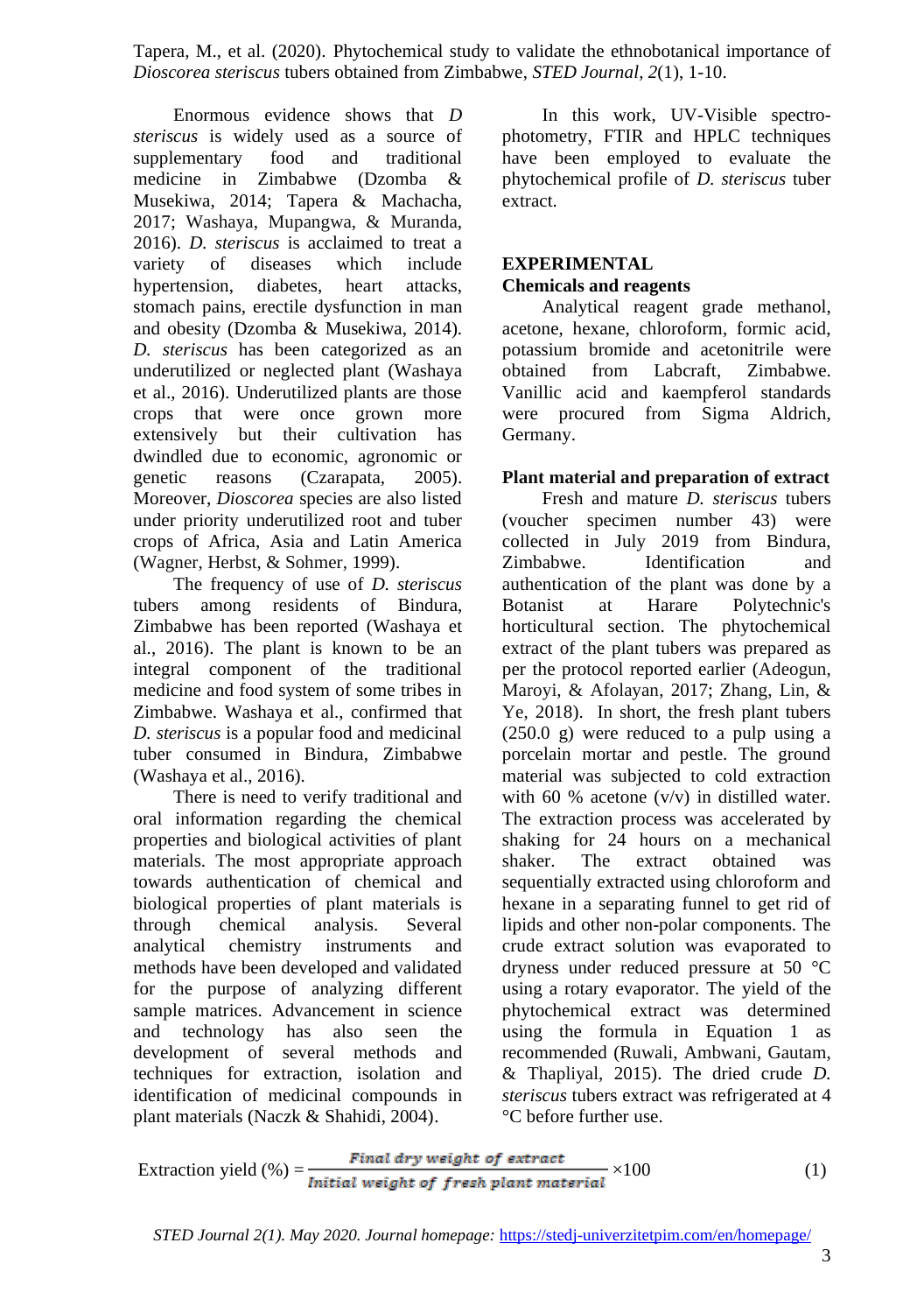Enormous evidence shows that *D steriscus* is widely used as a source of supplementary food and traditional medicine in Zimbabwe (Dzomba & Musekiwa, 2014; Tapera & Machacha, 2017; Washaya, Mupangwa, & Muranda, 2016). *D. steriscus* is acclaimed to treat a variety of diseases which include hypertension, diabetes, heart attacks, stomach pains, erectile dysfunction in man and obesity (Dzomba & Musekiwa, 2014). *D. steriscus* has been categorized as an underutilized or neglected plant (Washaya et al., 2016). Underutilized plants are those crops that were once grown more extensively but their cultivation has dwindled due to economic, agronomic or genetic reasons (Czarapata, 2005). Moreover, *Dioscorea* species are also listed under priority underutilized root and tuber crops of Africa, Asia and Latin America (Wagner, Herbst, & Sohmer, 1999).

The frequency of use of *D. steriscus* tubers among residents of Bindura, Zimbabwe has been reported (Washaya et al., 2016). The plant is known to be an integral component of the traditional medicine and food system of some tribes in Zimbabwe. Washaya et al., confirmed that *D. steriscus* is a popular food and medicinal tuber consumed in Bindura, Zimbabwe (Washaya et al., 2016).

There is need to verify traditional and oral information regarding the chemical properties and biological activities of plant materials. The most appropriate approach towards authentication of chemical and biological properties of plant materials is through chemical analysis. Several analytical chemistry instruments and methods have been developed and validated for the purpose of analyzing different sample matrices. Advancement in science and technology has also seen the development of several methods and techniques for extraction, isolation and identification of medicinal compounds in plant materials (Naczk & Shahidi, 2004).

In this work, UV-Visible spectro-photometry, FTIR and HPLC techniques have been employed to evaluate the phytochemical profile of *D. steriscus* tuber extract.

## EXPERIMENTAL

### Chemicals and reagents

Analytical reagent grade methanol, acetone, hexane, chloroform, formic acid, potassium bromide and acetonitrile were obtained from Labcraft, Zimbabwe. Vanillic acid and kaempferol standards were procured from Sigma Aldrich, Germany.

### Plant material and preparation of extract

Fresh and mature *D. steriscus* tubers (voucher specimen number 43) were collected in July 2019 from Bindura, Zimbabwe. Identification and authentication of the plant was done by a Botanist at Harare Polytechnic's horticultural section. The phytochemical extract of the plant tubers was prepared as per the protocol reported earlier (Adeogun, Maroyi, & Afolayan, 2017; Zhang, Lin, & Ye, 2018). In short, the fresh plant tubers (250.0 g) were reduced to a pulp using a porcelain mortar and pestle. The ground material was subjected to cold extraction with 60 % acetone (v/v) in distilled water. The extraction process was accelerated by shaking for 24 hours on a mechanical shaker. The extract obtained was sequentially extracted using chloroform and hexane in a separating funnel to get rid of lipids and other non-polar components. The crude extract solution was evaporated to dryness under reduced pressure at 50 °C using a rotary evaporator. The yield of the phytochemical extract was determined using the formula in Equation 1 as recommended (Ruwali, Ambwani, Gautam, & Thapliyal, 2015). The dried crude *D. steriscus* tubers extract was refrigerated at 4 °C before further use.

$$\text{Extraction yield (\%)} = \frac{\textit{Final dry weight of extract}}{\textit{Initial weight of fresh plant material}} \times 100 \qquad (1)$$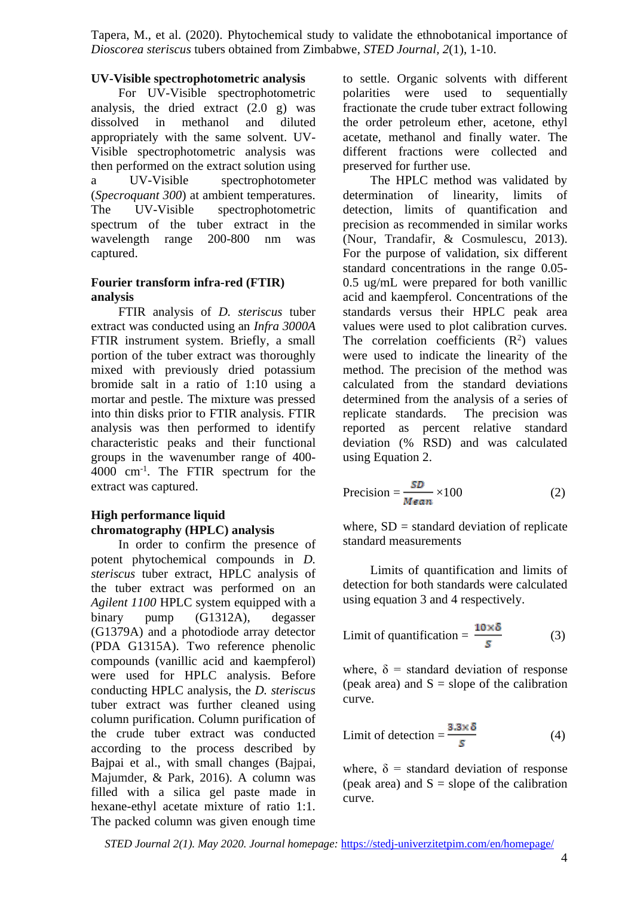## UV-Visible spectrophotometric analysis

For UV-Visible spectrophotometric analysis, the dried extract (2.0 g) was dissolved in methanol and diluted appropriately with the same solvent. UV-Visible spectrophotometric analysis was then performed on the extract solution using a UV-Visible spectrophotometer (*Specroquant 300*) at ambient temperatures. The UV-Visible spectrophotometric spectrum of the tuber extract in the wavelength range 200-800 nm was captured.

## Fourier transform infra-red (FTIR) analysis

FTIR analysis of *D. steriscus* tuber extract was conducted using an *Infra 3000A* FTIR instrument system. Briefly, a small portion of the tuber extract was thoroughly mixed with previously dried potassium bromide salt in a ratio of 1:10 using a mortar and pestle. The mixture was pressed into thin disks prior to FTIR analysis. FTIR analysis was then performed to identify characteristic peaks and their functional groups in the wavenumber range of 400-4000 $cm^{-1}$. The FTIR spectrum for the extract was captured.

## High performance liquid chromatography (HPLC) analysis

In order to confirm the presence of potent phytochemical compounds in *D. steriscus* tuber extract, HPLC analysis of the tuber extract was performed on an *Agilent 1100* HPLC system equipped with a binary pump (G1312A), degasser (G1379A) and a photodiode array detector (PDA G1315A). Two reference phenolic compounds (vanillic acid and kaempferol) were used for HPLC analysis. Before conducting HPLC analysis, the *D. steriscus* tuber extract was further cleaned using column purification. Column purification of the crude tuber extract was conducted according to the process described by Bajpai et al., with small changes (Bajpai, Majumder, & Park, 2016). A column was filled with a silica gel paste made in hexane-ethyl acetate mixture of ratio 1:1. The packed column was given enough time to settle. Organic solvents with different polarities were used to sequentially fractionate the crude tuber extract following the order petroleum ether, acetone, ethyl acetate, methanol and finally water. The different fractions were collected and preserved for further use.

The HPLC method was validated by determination of linearity, limits of detection, limits of quantification and precision as recommended in similar works (Nour, Trandafir, & Cosmulescu, 2013). For the purpose of validation, six different standard concentrations in the range 0.05-0.5 ug/mL were prepared for both vanillic acid and kaempferol. Concentrations of the standards versus their HPLC peak area values were used to plot calibration curves. The correlation coefficients ($R^2$) values were used to indicate the linearity of the method. The precision of the method was calculated from the standard deviations determined from the analysis of a series of replicate standards. The precision was reported as percent relative standard deviation (% RSD) and was calculated using Equation 2.

$$\text{Precision} = \frac{SD}{Mean} \times 100 \qquad (2)$$

where, SD = standard deviation of replicate standard measurements

Limits of quantification and limits of detection for both standards were calculated using equation 3 and 4 respectively.

$$\text{Limit of quantification} = \frac{10 \times \delta}{S} \qquad (3)$$

where, $\delta$ = standard deviation of response (peak area) and S = slope of the calibration curve.

$$\text{Limit of detection} = \frac{3.3 \times \delta}{S} \qquad (4)$$

where, $\delta$ = standard deviation of response (peak area) and S = slope of the calibration curve.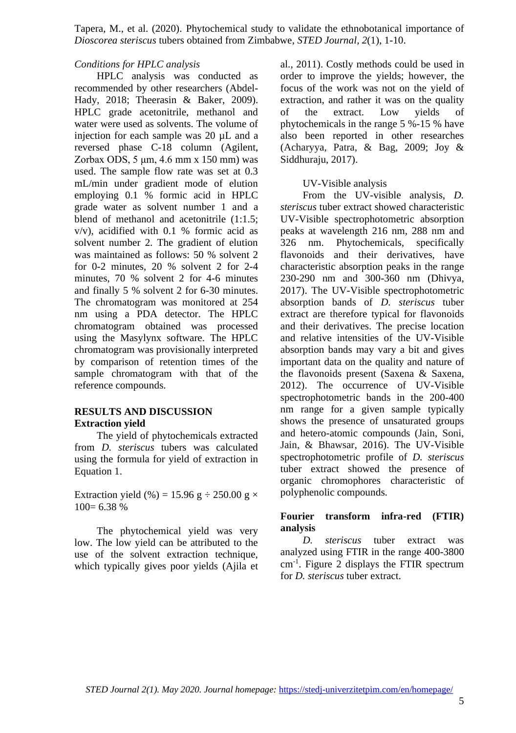*Conditions for HPLC analysis*

HPLC analysis was conducted as recommended by other researchers (Abdel-Hady, 2018; Theerasin & Baker, 2009). HPLC grade acetonitrile, methanol and water were used as solvents. The volume of injection for each sample was 20 µL and a reversed phase C-18 column (Agilent, Zorbax ODS, 5 µm, 4.6 mm x 150 mm) was used. The sample flow rate was set at 0.3 mL/min under gradient mode of elution employing 0.1 % formic acid in HPLC grade water as solvent number 1 and a blend of methanol and acetonitrile (1:1.5; v/v), acidified with 0.1 % formic acid as solvent number 2. The gradient of elution was maintained as follows: 50 % solvent 2 for 0-2 minutes, 20 % solvent 2 for 2-4 minutes, 70 % solvent 2 for 4-6 minutes and finally 5 % solvent 2 for 6-30 minutes. The chromatogram was monitored at 254 nm using a PDA detector. The HPLC chromatogram obtained was processed using the Masylynx software. The HPLC chromatogram was provisionally interpreted by comparison of retention times of the sample chromatogram with that of the reference compounds.

## RESULTS AND DISCUSSION

### Extraction yield

The yield of phytochemicals extracted from *D. steriscus* tubers was calculated using the formula for yield of extraction in Equation 1.

$$\text{Extraction yield (\%)} = 15.96 \text{ g} \div 250.00 \text{ g} \times 100 = 6.38 \text{ \%}$$

The phytochemical yield was very low. The low yield can be attributed to the use of the solvent extraction technique, which typically gives poor yields (Ajila et al., 2011). Costly methods could be used in order to improve the yields; however, the focus of the work was not on the yield of extraction, and rather it was on the quality of the extract. Low yields of phytochemicals in the range 5 %-15 % have also been reported in other researches (Acharyya, Patra, & Bag, 2009; Joy & Siddhuraju, 2017).

### UV-Visible analysis

From the UV-visible analysis, *D. steriscus* tuber extract showed characteristic UV-Visible spectrophotometric absorption peaks at wavelength 216 nm, 288 nm and 326 nm. Phytochemicals, specifically flavonoids and their derivatives, have characteristic absorption peaks in the range 230-290 nm and 300-360 nm (Dhivya, 2017). The UV-Visible spectrophotometric absorption bands of *D. steriscus* tuber extract are therefore typical for flavonoids and their derivatives. The precise location and relative intensities of the UV-Visible absorption bands may vary a bit and gives important data on the quality and nature of the flavonoids present (Saxena & Saxena, 2012). The occurrence of UV-Visible spectrophotometric bands in the 200-400 nm range for a given sample typically shows the presence of unsaturated groups and hetero-atomic compounds (Jain, Soni, Jain, & Bhawsar, 2016). The UV-Visible spectrophotometric profile of *D. steriscus* tuber extract showed the presence of organic chromophores characteristic of polyphenolic compounds.

### Fourier transform infra-red (FTIR) analysis

*D. steriscus* tuber extract was analyzed using FTIR in the range 400-3800 $cm^{-1}$. Figure 2 displays the FTIR spectrum for *D. steriscus* tuber extract.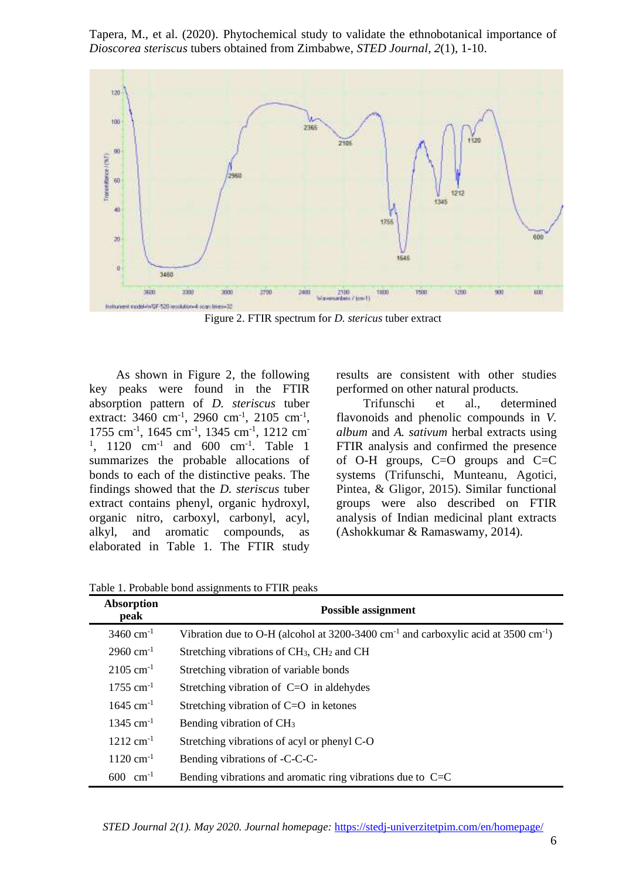Figure 2. FTIR spectrum for *D. stericus* tuber extract

As shown in Figure 2, the following key peaks were found in the FTIR absorption pattern of *D. steriscus* tuber extract: 3460 $cm^{-1}$, 2960 $cm^{-1}$, 2105 $cm^{-1}$, 1755 $cm^{-1}$, 1645 $cm^{-1}$, 1345 $cm^{-1}$, 1212 $cm^{-1}$, 1120 $cm^{-1}$ and 600 $cm^{-1}$. Table 1 summarizes the probable allocations of bonds to each of the distinctive peaks. The findings showed that the *D. steriscus* tuber extract contains phenyl, organic hydroxyl, organic nitro, carboxyl, carbonyl, acyl, alkyl, and aromatic compounds, as elaborated in Table 1. The FTIR study results are consistent with other studies performed on other natural products.

Trifunschi et al., determined flavonoids and phenolic compounds in *V. album* and *A. sativum* herbal extracts using FTIR analysis and confirmed the presence of O-H groups, C=O groups and C=C systems (Trifunschi, Munteanu, Agotici, Pintea, & Gligor, 2015). Similar functional groups were also described on FTIR analysis of Indian medicinal plant extracts (Ashokkumar & Ramaswamy, 2014).

Table 1. Probable bond assignments to FTIR peaks

| Absorption peak | Possible assignment |
|---|---|
| 3460 $cm^{-1}$ | Vibration due to O-H (alcohol at 3200-3400 $cm^{-1}$ and carboxylic acid at 3500 $cm^{-1}$) |
| 2960 $cm^{-1}$ | Stretching vibrations of $CH_3$, $CH_2$ and CH |
| 2105 $cm^{-1}$ | Stretching vibration of variable bonds |
| 1755 $cm^{-1}$ | Stretching vibration of C=O in aldehydes |
| 1645 $cm^{-1}$ | Stretching vibration of C=O in ketones |
| 1345 $cm^{-1}$ | Bending vibration of $CH_3$ |
| 1212 $cm^{-1}$ | Stretching vibrations of acyl or phenyl C-O |
| 1120 $cm^{-1}$ | Bending vibrations of -C-C-C- |
| 600 $cm^{-1}$ | Bending vibrations and aromatic ring vibrations due to C=C |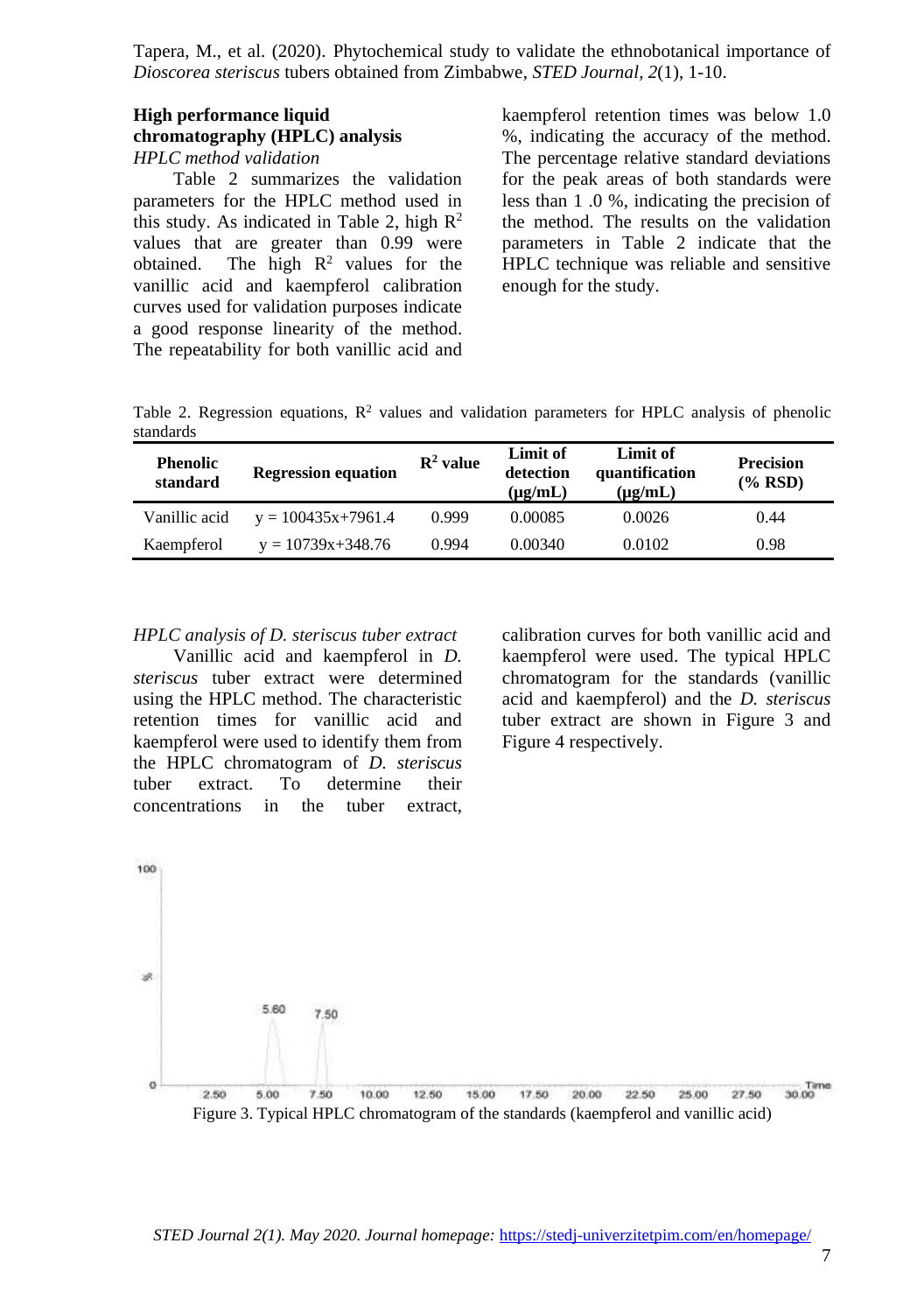## High performance liquid chromatography (HPLC) analysis

*HPLC method validation*

Table 2 summarizes the validation parameters for the HPLC method used in this study. As indicated in Table 2, high $R^2$ values that are greater than 0.99 were obtained. The high $R^2$ values for the vanillic acid and kaempferol calibration curves used for validation purposes indicate a good response linearity of the method. The repeatability for both vanillic acid and kaempferol retention times was below 1.0 %, indicating the accuracy of the method. The percentage relative standard deviations for the peak areas of both standards were less than 1 .0 %, indicating the precision of the method. The results on the validation parameters in Table 2 indicate that the HPLC technique was reliable and sensitive enough for the study.

Table 2. Regression equations, $R^2$ values and validation parameters for HPLC analysis of phenolic standards

| Phenolic standard | Regression equation | $R^2$ value | Limit of detection (μg/mL) | Limit of quantification (μg/mL) | Precision (% RSD) |
|---|---|---|---|---|---|
| Vanillic acid | $y = 100435x+7961.4$ | 0.999 | 0.00085 | 0.0026 | 0.44 |
| Kaempferol | $y = 10739x+348.76$ | 0.994 | 0.00340 | 0.0102 | 0.98 |

*HPLC analysis of D. steriscus tuber extract*

Vanillic acid and kaempferol in *D. steriscus* tuber extract were determined using the HPLC method. The characteristic retention times for vanillic acid and kaempferol were used to identify them from the HPLC chromatogram of *D. steriscus* tuber extract. To determine their concentrations in the tuber extract, calibration curves for both vanillic acid and kaempferol were used. The typical HPLC chromatogram for the standards (vanillic acid and kaempferol) and the *D. steriscus* tuber extract are shown in Figure 3 and Figure 4 respectively.

Figure 3. Typical HPLC chromatogram of the standards (kaempferol and vanillic acid)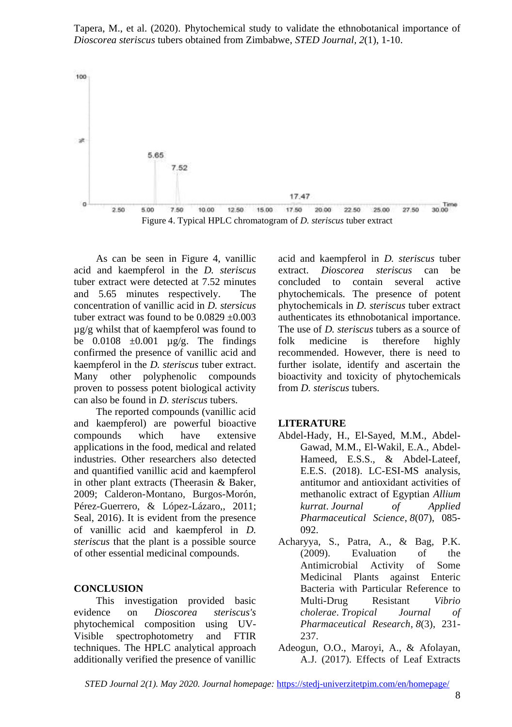Figure 4. Typical HPLC chromatogram of *D. steriscus* tuber extract

As can be seen in Figure 4, vanillic acid and kaempferol in the *D. steriscus* tuber extract were detected at 7.52 minutes and 5.65 minutes respectively. The concentration of vanillic acid in *D. stersicus* tuber extract was found to be 0.0829 ±0.003 µg/g whilst that of kaempferol was found to be 0.0108 ±0.001 µg/g. The findings confirmed the presence of vanillic acid and kaempferol in the *D. steriscus* tuber extract. Many other polyphenolic compounds proven to possess potent biological activity can also be found in *D. steriscus* tubers.

The reported compounds (vanillic acid and kaempferol) are powerful bioactive compounds which have extensive applications in the food, medical and related industries. Other researchers also detected and quantified vanillic acid and kaempferol in other plant extracts (Theerasin & Baker, 2009; Calderon-Montano, Burgos-Morón, Pérez-Guerrero, & López-Lázaro,, 2011; Seal, 2016). It is evident from the presence of vanillic acid and kaempferol in *D. steriscus* that the plant is a possible source of other essential medicinal compounds.

## CONCLUSION

This investigation provided basic evidence on *Dioscorea steriscus's* phytochemical composition using UV-Visible spectrophotometry and FTIR techniques. The HPLC analytical approach additionally verified the presence of vanillic acid and kaempferol in *D. steriscus* tuber extract. *Dioscorea steriscus* can be concluded to contain several active phytochemicals. The presence of potent phytochemicals in *D. steriscus* tuber extract authenticates its ethnobotanical importance. The use of *D. steriscus* tubers as a source of folk medicine is therefore highly recommended. However, there is need to further isolate, identify and ascertain the bioactivity and toxicity of phytochemicals from *D. steriscus* tubers.

## LITERATURE

Abdel-Hady, H., El-Sayed, M.M., Abdel-Gawad, M.M., El-Wakil, E.A., Abdel-Hameed, E.S.S., & Abdel-Lateef, E.E.S. (2018). LC-ESI-MS analysis, antitumor and antioxidant activities of methanolic extract of Egyptian *Allium kurrat*. *Journal of Applied Pharmaceutical Science*, *8*(07), 085-092.

Acharyya, S., Patra, A., & Bag, P.K. (2009). Evaluation of the Antimicrobial Activity of Some Medicinal Plants against Enteric Bacteria with Particular Reference to Multi-Drug Resistant *Vibrio cholerae*. *Tropical Journal of Pharmaceutical Research*, *8*(3), 231-237.

Adeogun, O.O., Maroyi, A., & Afolayan, A.J. (2017). Effects of Leaf Extracts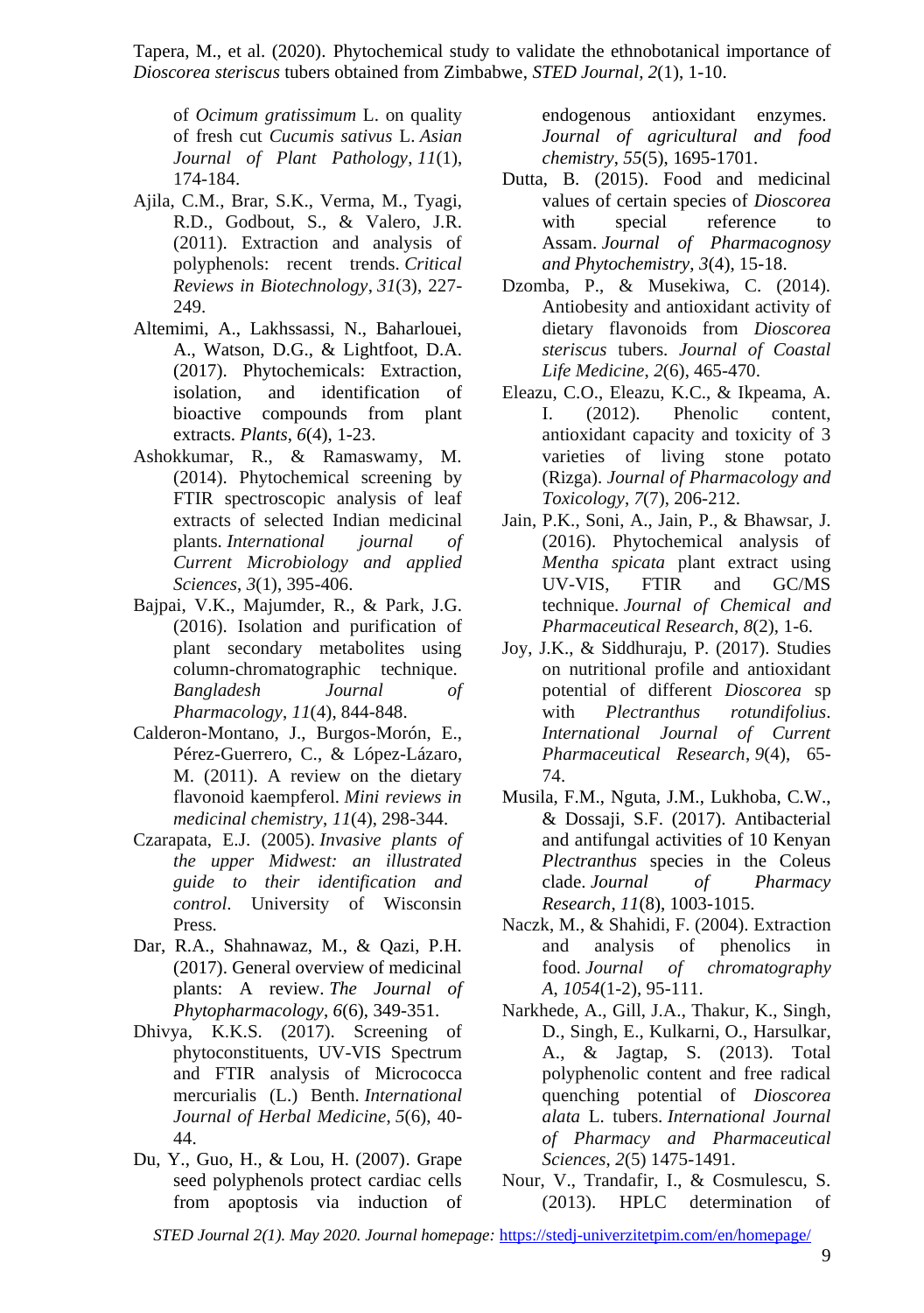of *Ocimum gratissimum* L. on quality of fresh cut *Cucumis sativus* L. *Asian Journal of Plant Pathology*, *11*(1), 174-184.

Ajila, C.M., Brar, S.K., Verma, M., Tyagi, R.D., Godbout, S., & Valero, J.R. (2011). Extraction and analysis of polyphenols: recent trends. *Critical Reviews in Biotechnology*, *31*(3), 227-249.

Altemimi, A., Lakhssassi, N., Baharlouei, A., Watson, D.G., & Lightfoot, D.A. (2017). Phytochemicals: Extraction, isolation, and identification of bioactive compounds from plant extracts. *Plants*, *6*(4), 1-23.

Ashokkumar, R., & Ramaswamy, M. (2014). Phytochemical screening by FTIR spectroscopic analysis of leaf extracts of selected Indian medicinal plants. *International journal of Current Microbiology and applied Sciences*, *3*(1), 395-406.

Bajpai, V.K., Majumder, R., & Park, J.G. (2016). Isolation and purification of plant secondary metabolites using column-chromatographic technique. *Bangladesh Journal of Pharmacology*, *11*(4), 844-848.

Calderon-Montano, J., Burgos-Morón, E., Pérez-Guerrero, C., & López-Lázaro, M. (2011). A review on the dietary flavonoid kaempferol. *Mini reviews in medicinal chemistry*, *11*(4), 298-344.

Czarapata, E.J. (2005). *Invasive plants of the upper Midwest: an illustrated guide to their identification and control*. University of Wisconsin Press.

Dar, R.A., Shahnawaz, M., & Qazi, P.H. (2017). General overview of medicinal plants: A review. *The Journal of Phytopharmacology*, *6*(6), 349-351.

Dhivya, K.K.S. (2017). Screening of phytoconstituents, UV-VIS Spectrum and FTIR analysis of Micrococca mercurialis (L.) Benth. *International Journal of Herbal Medicine*, *5*(6), 40-44.

Du, Y., Guo, H., & Lou, H. (2007). Grape seed polyphenols protect cardiac cells from apoptosis via induction of endogenous antioxidant enzymes. *Journal of agricultural and food chemistry*, *55*(5), 1695-1701.

Dutta, B. (2015). Food and medicinal values of certain species of *Dioscorea* with special reference to Assam. *Journal of Pharmacognosy and Phytochemistry*, *3*(4), 15-18.

Dzomba, P., & Musekiwa, C. (2014). Antiobesity and antioxidant activity of dietary flavonoids from *Dioscorea steriscus* tubers. *Journal of Coastal Life Medicine*, *2*(6), 465-470.

Eleazu, C.O., Eleazu, K.C., & Ikpeama, A. I. (2012). Phenolic content, antioxidant capacity and toxicity of 3 varieties of living stone potato (Rizga). *Journal of Pharmacology and Toxicology*, *7*(7), 206-212.

Jain, P.K., Soni, A., Jain, P., & Bhawsar, J. (2016). Phytochemical analysis of *Mentha spicata* plant extract using UV-VIS, FTIR and GC/MS technique. *Journal of Chemical and Pharmaceutical Research*, *8*(2), 1-6.

Joy, J.K., & Siddhuraju, P. (2017). Studies on nutritional profile and antioxidant potential of different *Dioscorea* sp with *Plectranthus rotundifolius*. *International Journal of Current Pharmaceutical Research*, *9*(4), 65-74.

Musila, F.M., Nguta, J.M., Lukhoba, C.W., & Dossaji, S.F. (2017). Antibacterial and antifungal activities of 10 Kenyan *Plectranthus* species in the Coleus clade. *Journal of Pharmacy Research*, *11*(8), 1003-1015.

Naczk, M., & Shahidi, F. (2004). Extraction and analysis of phenolics in food. *Journal of chromatography A*, *1054*(1-2), 95-111.

Narkhede, A., Gill, J.A., Thakur, K., Singh, D., Singh, E., Kulkarni, O., Harsulkar, A., & Jagtap, S. (2013). Total polyphenolic content and free radical quenching potential of *Dioscorea alata* L. tubers. *International Journal of Pharmacy and Pharmaceutical Sciences*, *2*(5) 1475-1491.

Nour, V., Trandafir, I., & Cosmulescu, S. (2013). HPLC determination of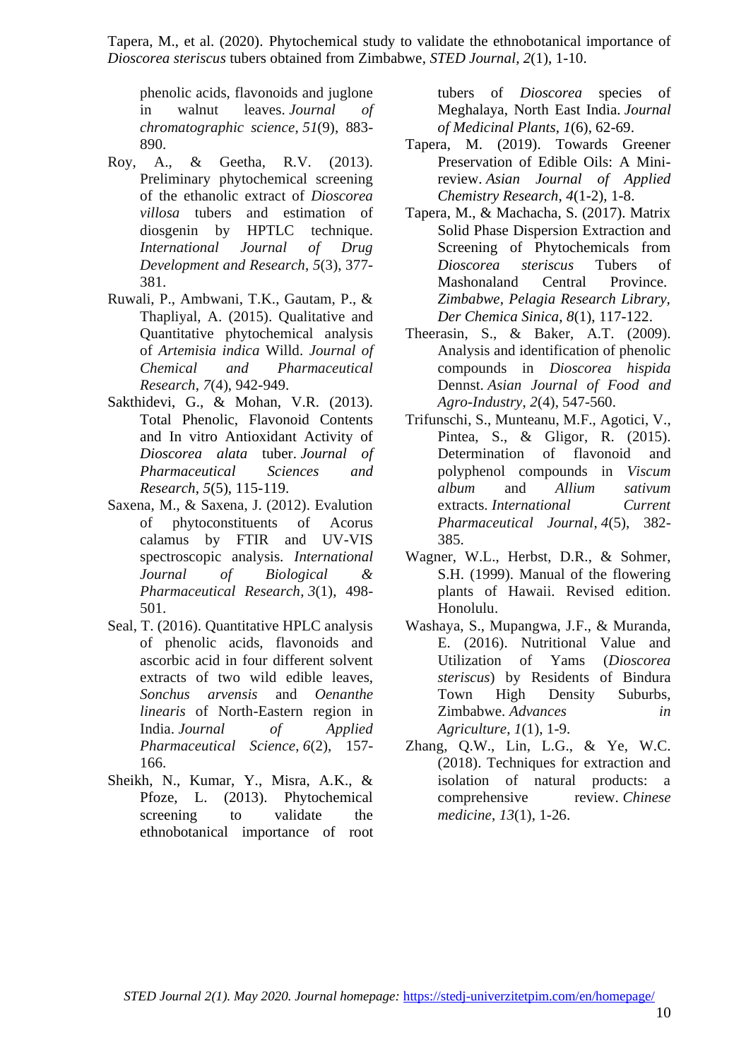phenolic acids, flavonoids and juglone in walnut leaves. *Journal of chromatographic science*, *51*(9), 883-890.

Roy, A., & Geetha, R.V. (2013). Preliminary phytochemical screening of the ethanolic extract of *Dioscorea villosa* tubers and estimation of diosgenin by HPTLC technique. *International Journal of Drug Development and Research*, *5*(3), 377-381.

Ruwali, P., Ambwani, T.K., Gautam, P., & Thapliyal, A. (2015). Qualitative and Quantitative phytochemical analysis of *Artemisia indica* Willd. *Journal of Chemical and Pharmaceutical Research*, *7*(4), 942-949.

Sakthidevi, G., & Mohan, V.R. (2013). Total Phenolic, Flavonoid Contents and In vitro Antioxidant Activity of *Dioscorea alata* tuber. *Journal of Pharmaceutical Sciences and Research*, *5*(5), 115-119.

Saxena, M., & Saxena, J. (2012). Evalution of phytoconstituents of Acorus calamus by FTIR and UV-VIS spectroscopic analysis. *International Journal of Biological & Pharmaceutical Research*, *3*(1), 498-501.

Seal, T. (2016). Quantitative HPLC analysis of phenolic acids, flavonoids and ascorbic acid in four different solvent extracts of two wild edible leaves, *Sonchus arvensis* and *Oenanthe linearis* of North-Eastern region in India. *Journal of Applied Pharmaceutical Science*, *6*(2), 157-166.

Sheikh, N., Kumar, Y., Misra, A.K., & Pfoze, L. (2013). Phytochemical screening to validate the ethnobotanical importance of root tubers of *Dioscorea* species of Meghalaya, North East India. *Journal of Medicinal Plants*, *1*(6), 62-69.

Tapera, M. (2019). Towards Greener Preservation of Edible Oils: A Mini-review. *Asian Journal of Applied Chemistry Research*, *4*(1-2), 1-8.

Tapera, M., & Machacha, S. (2017). Matrix Solid Phase Dispersion Extraction and Screening of Phytochemicals from *Dioscorea steriscus* Tubers of Mashonaland Central Province. *Zimbabwe, Pelagia Research Library, Der Chemica Sinica*, *8*(1), 117-122.

Theerasin, S., & Baker, A.T. (2009). Analysis and identification of phenolic compounds in *Dioscorea hispida* Dennst. *Asian Journal of Food and Agro-Industry*, *2*(4), 547-560.

Trifunschi, S., Munteanu, M.F., Agotici, V., Pintea, S., & Gligor, R. (2015). Determination of flavonoid and polyphenol compounds in *Viscum album* and *Allium sativum* extracts. *International Current Pharmaceutical Journal*, *4*(5), 382-385.

Wagner, W.L., Herbst, D.R., & Sohmer, S.H. (1999). Manual of the flowering plants of Hawaii. Revised edition. Honolulu.

Washaya, S., Mupangwa, J.F., & Muranda, E. (2016). Nutritional Value and Utilization of Yams (*Dioscorea steriscus*) by Residents of Bindura Town High Density Suburbs, Zimbabwe. *Advances in Agriculture*, *1*(1), 1-9.

Zhang, Q.W., Lin, L.G., & Ye, W.C. (2018). Techniques for extraction and isolation of natural products: a comprehensive review. *Chinese medicine*, *13*(1), 1-26.